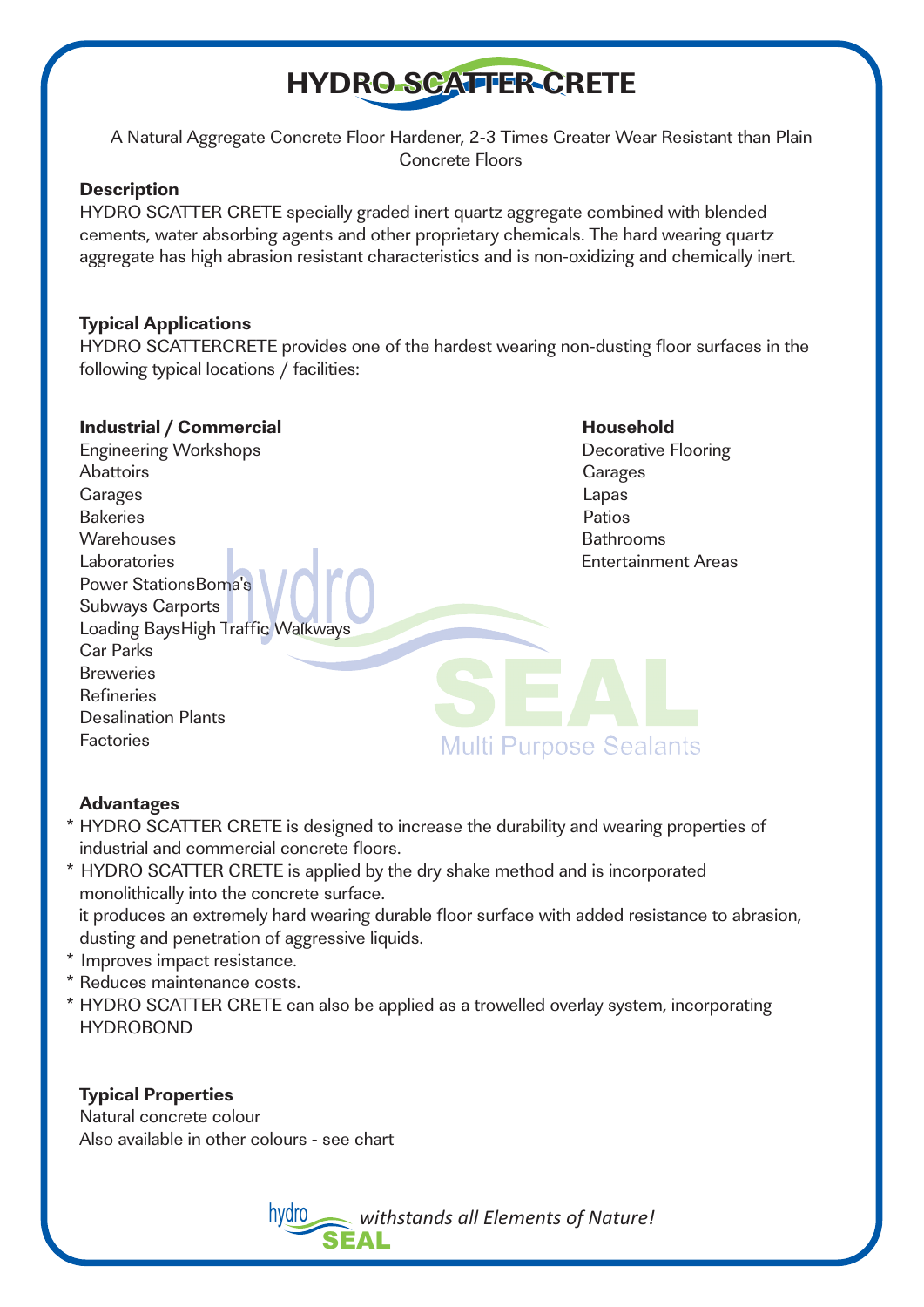# HYDRO SCATTER CRETE

A Natural Aggregate Concrete Floor Hardener, 2-3 Times Greater Wear Resistant than Plain Concrete Floors

**Description**

HYDRO SCATTER CRETE specially graded inert quartz aggregate combined with blended cements, water absorbing agents and other proprietary chemicals. The hard wearing quartz aggregate has high abrasion resistant characteristics and is non-oxidizing and chemically inert.

**Typical Applications**

HYDRO SCATTERCRETE provides one of the hardest wearing non-dusting floor surfaces in the following typical locations / facilities:

**Industrial / Commercial**

Engineering Workshops
Abattoirs
Garages
Bakeries
Warehouses
Laboratories
Power StationsBoma's
Subways Carports
Loading BaysHigh Traffic Walkways
Car Parks
Breweries
Refineries
Desalination Plants
Factories

**Household**

Decorative Flooring
Garages
Lapas
Patios
Bathrooms
Entertainment Areas

**Advantages**

* HYDRO SCATTER CRETE is designed to increase the durability and wearing properties of industrial and commercial concrete floors.
* HYDRO SCATTER CRETE is applied by the dry shake method and is incorporated monolithically into the concrete surface.
  it produces an extremely hard wearing durable floor surface with added resistance to abrasion, dusting and penetration of aggressive liquids.
* Improves impact resistance.
* Reduces maintenance costs.
* HYDRO SCATTER CRETE can also be applied as a trowelled overlay system, incorporating HYDROBOND

**Typical Properties**

Natural concrete colour
Also available in other colours - see chart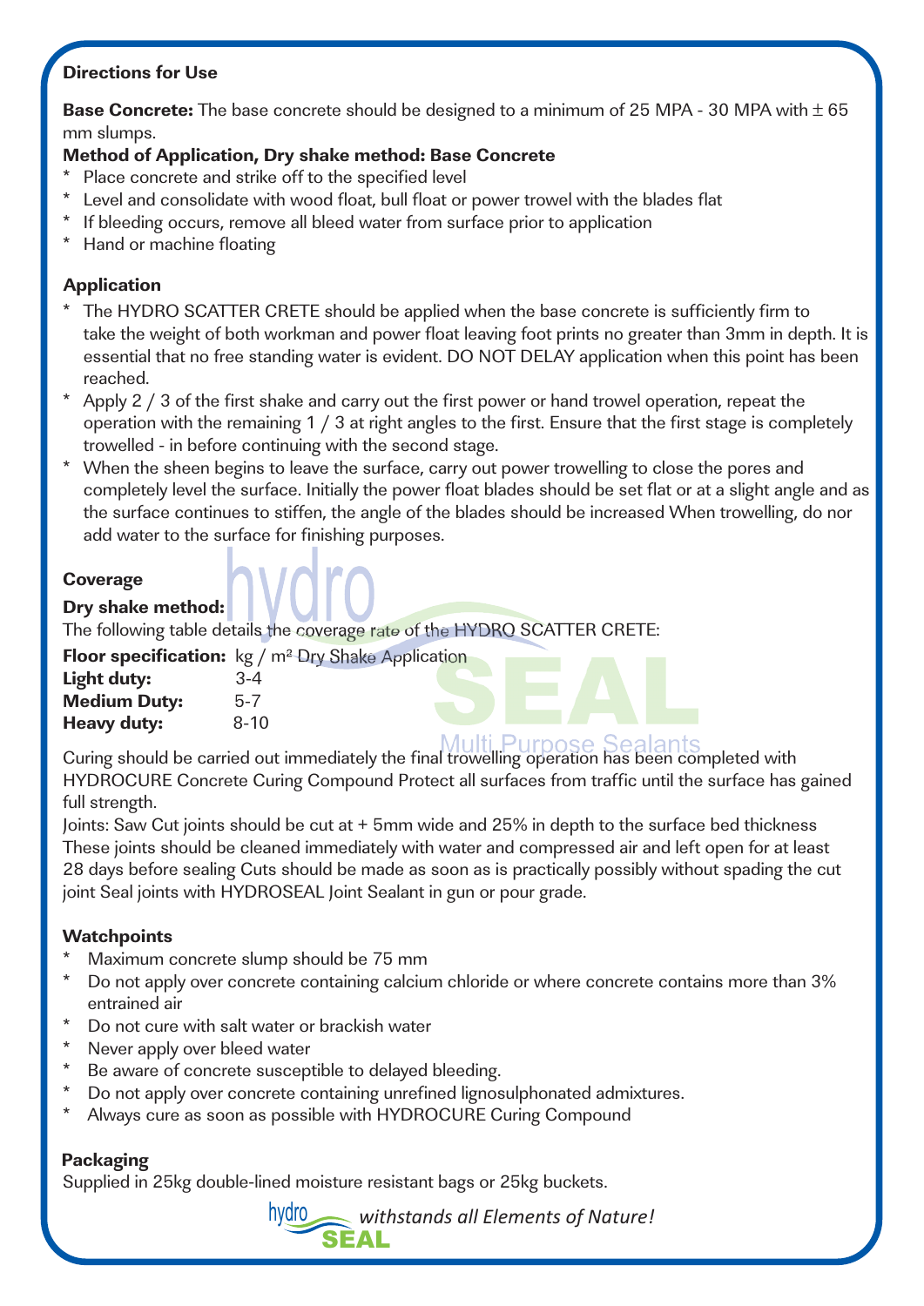**Directions for Use**

**Base Concrete:** The base concrete should be designed to a minimum of 25 MPA - 30 MPA with ± 65 mm slumps.

**Method of Application, Dry shake method: Base Concrete**

* Place concrete and strike off to the specified level
* Level and consolidate with wood float, bull float or power trowel with the blades flat
* If bleeding occurs, remove all bleed water from surface prior to application
* Hand or machine floating

**Application**

* The HYDRO SCATTER CRETE should be applied when the base concrete is sufficiently firm to take the weight of both workman and power float leaving foot prints no greater than 3mm in depth. It is essential that no free standing water is evident. DO NOT DELAY application when this point has been reached.
* Apply 2 / 3 of the first shake and carry out the first power or hand trowel operation, repeat the operation with the remaining 1 / 3 at right angles to the first. Ensure that the first stage is completely trowelled - in before continuing with the second stage.
* When the sheen begins to leave the surface, carry out power trowelling to close the pores and completely level the surface. Initially the power float blades should be set flat or at a slight angle and as the surface continues to stiffen, the angle of the blades should be increased When trowelling, do nor add water to the surface for finishing purposes.

**Coverage**

**Dry shake method:**

The following table details the coverage rate of the HYDRO SCATTER CRETE:

| **Floor specification:** | kg / m² Dry Shake Application |
|---|---|
| **Light duty:** | 3-4 |
| **Medium Duty:** | 5-7 |
| **Heavy duty:** | 8-10 |

Curing should be carried out immediately the final trowelling operation has been completed with HYDROCURE Concrete Curing Compound Protect all surfaces from traffic until the surface has gained full strength.

Joints: Saw Cut joints should be cut at + 5mm wide and 25% in depth to the surface bed thickness These joints should be cleaned immediately with water and compressed air and left open for at least 28 days before sealing Cuts should be made as soon as is practically possibly without spading the cut joint Seal joints with HYDROSEAL Joint Sealant in gun or pour grade.

**Watchpoints**

* Maximum concrete slump should be 75 mm
* Do not apply over concrete containing calcium chloride or where concrete contains more than 3% entrained air
* Do not cure with salt water or brackish water
* Never apply over bleed water
* Be aware of concrete susceptible to delayed bleeding.
* Do not apply over concrete containing unrefined lignosulphonated admixtures.
* Always cure as soon as possible with HYDROCURE Curing Compound

**Packaging**

Supplied in 25kg double-lined moisture resistant bags or 25kg buckets.

hydro SEAL *withstands all Elements of Nature!*